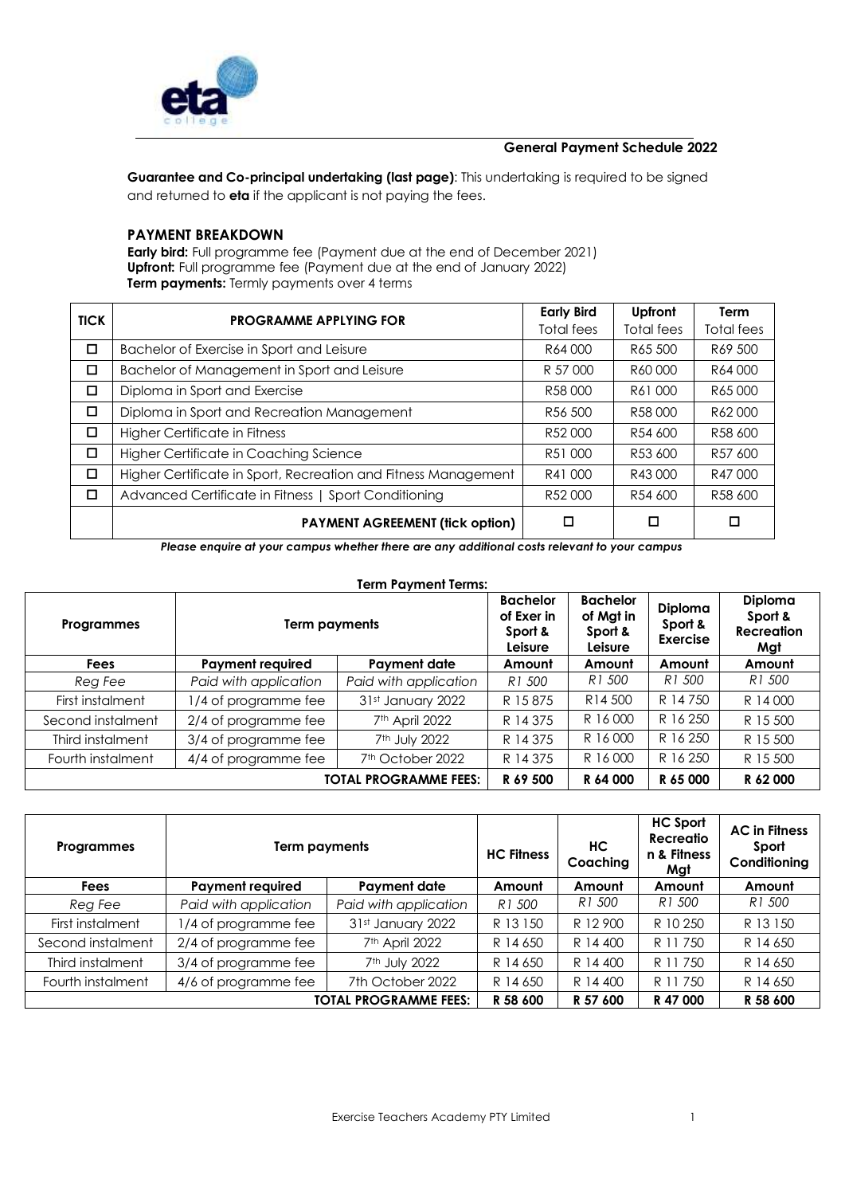## General Payment Schedule 2022

**Guarantee and Co-principal undertaking (last page)**: This undertaking is required to be signed and returned to **eta** if the applicant is not paying the fees.

### PAYMENT BREAKDOWN

**Early bird:** Full programme fee (Payment due at the end of December 2021)
**Upfront:** Full programme fee (Payment due at the end of January 2022)
**Term payments:** Termly payments over 4 terms

| TICK | PROGRAMME APPLYING FOR | Early Bird Total fees | Upfront Total fees | Term Total fees |
|---|---|---|---|---|
| ☐ | Bachelor of Exercise in Sport and Leisure | R64 000 | R65 500 | R69 500 |
| ☐ | Bachelor of Management in Sport and Leisure | R 57 000 | R60 000 | R64 000 |
| ☐ | Diploma in Sport and Exercise | R58 000 | R61 000 | R65 000 |
| ☐ | Diploma in Sport and Recreation Management | R56 500 | R58 000 | R62 000 |
| ☐ | Higher Certificate in Fitness | R52 000 | R54 600 | R58 600 |
| ☐ | Higher Certificate in Coaching Science | R51 000 | R53 600 | R57 600 |
| ☐ | Higher Certificate in Sport, Recreation and Fitness Management | R41 000 | R43 000 | R47 000 |
| ☐ | Advanced Certificate in Fitness \| Sport Conditioning | R52 000 | R54 600 | R58 600 |
| | **PAYMENT AGREEMENT (tick option)** | ☐ | ☐ | ☐ |

***Please enquire at your campus whether there are any additional costs relevant to your campus***

**Term Payment Terms:**

| Programmes | Term payments | | Bachelor of Exer in Sport & Leisure | Bachelor of Mgt in Sport & Leisure | Diploma Sport & Exercise | Diploma Sport & Recreation Mgt |
|---|---|---|---|---|---|---|
| **Fees** | **Payment required** | **Payment date** | **Amount** | **Amount** | **Amount** | **Amount** |
| *Reg Fee* | *Paid with application* | *Paid with application* | *R1 500* | *R1 500* | *R1 500* | *R1 500* |
| First instalment | 1/4 of programme fee | 31st January 2022 | R 15 875 | R14 500 | R 14 750 | R 14 000 |
| Second instalment | 2/4 of programme fee | 7th April 2022 | R 14 375 | R 16 000 | R 16 250 | R 15 500 |
| Third instalment | 3/4 of programme fee | 7th July 2022 | R 14 375 | R 16 000 | R 16 250 | R 15 500 |
| Fourth instalment | 4/4 of programme fee | 7th October 2022 | R 14 375 | R 16 000 | R 16 250 | R 15 500 |
| | | **TOTAL PROGRAMME FEES:** | **R 69 500** | **R 64 000** | **R 65 000** | **R 62 000** |

| Programmes | Term payments | | HC Fitness | HC Coaching | HC Sport Recreation & Fitness Mgt | AC in Fitness Sport Conditioning |
|---|---|---|---|---|---|---|
| **Fees** | **Payment required** | **Payment date** | **Amount** | **Amount** | **Amount** | **Amount** |
| *Reg Fee* | *Paid with application* | *Paid with application* | *R1 500* | *R1 500* | *R1 500* | *R1 500* |
| First instalment | 1/4 of programme fee | 31st January 2022 | R 13 150 | R 12 900 | R 10 250 | R 13 150 |
| Second instalment | 2/4 of programme fee | 7th April 2022 | R 14 650 | R 14 400 | R 11 750 | R 14 650 |
| Third instalment | 3/4 of programme fee | 7th July 2022 | R 14 650 | R 14 400 | R 11 750 | R 14 650 |
| Fourth instalment | 4/6 of programme fee | 7th October 2022 | R 14 650 | R 14 400 | R 11 750 | R 14 650 |
| | | **TOTAL PROGRAMME FEES:** | **R 58 600** | **R 57 600** | **R 47 000** | **R 58 600** |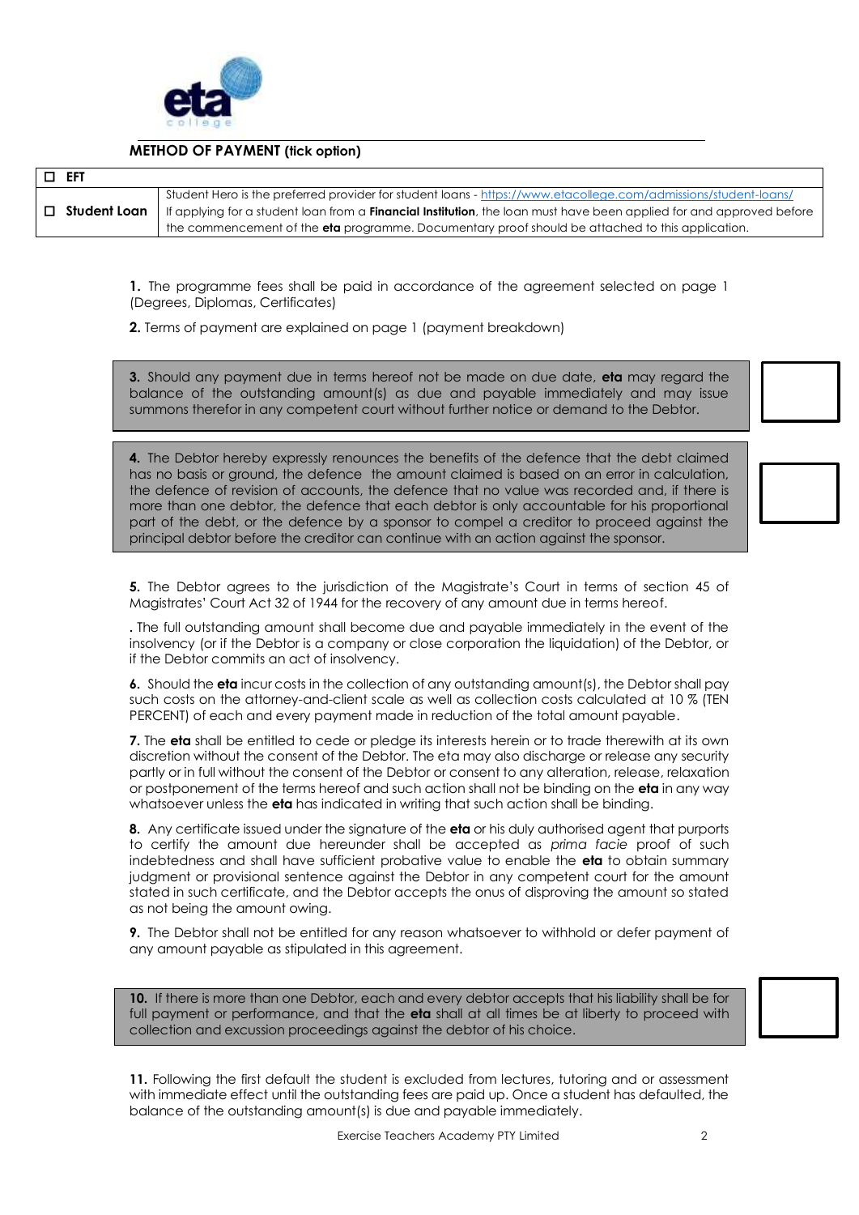**METHOD OF PAYMENT (tick option)**

| | |
|---|---|
| ☐ **EFT** | |
| ☐ **Student Loan** | Student Hero is the preferred provider for student loans - https://www.etacollege.com/admissions/student-loans/ If applying for a student loan from a **Financial Institution**, the loan must have been applied for and approved before the commencement of the **eta** programme. Documentary proof should be attached to this application. |

**1.** The programme fees shall be paid in accordance of the agreement selected on page 1 (Degrees, Diplomas, Certificates)

**2.** Terms of payment are explained on page 1 (payment breakdown)

**3.** Should any payment due in terms hereof not be made on due date, **eta** may regard the balance of the outstanding amount(s) as due and payable immediately and may issue summons therefor in any competent court without further notice or demand to the Debtor.

**4.** The Debtor hereby expressly renounces the benefits of the defence that the debt claimed has no basis or ground, the defence the amount claimed is based on an error in calculation, the defence of revision of accounts, the defence that no value was recorded and, if there is more than one debtor, the defence that each debtor is only accountable for his proportional part of the debt, or the defence by a sponsor to compel a creditor to proceed against the principal debtor before the creditor can continue with an action against the sponsor.

**5.** The Debtor agrees to the jurisdiction of the Magistrate's Court in terms of section 45 of Magistrates' Court Act 32 of 1944 for the recovery of any amount due in terms hereof.

**.** The full outstanding amount shall become due and payable immediately in the event of the insolvency (or if the Debtor is a company or close corporation the liquidation) of the Debtor, or if the Debtor commits an act of insolvency.

**6.** Should the **eta** incur costs in the collection of any outstanding amount(s), the Debtor shall pay such costs on the attorney-and-client scale as well as collection costs calculated at 10 % (TEN PERCENT) of each and every payment made in reduction of the total amount payable.

**7.** The **eta** shall be entitled to cede or pledge its interests herein or to trade therewith at its own discretion without the consent of the Debtor. The eta may also discharge or release any security partly or in full without the consent of the Debtor or consent to any alteration, release, relaxation or postponement of the terms hereof and such action shall not be binding on the **eta** in any way whatsoever unless the **eta** has indicated in writing that such action shall be binding.

**8.** Any certificate issued under the signature of the **eta** or his duly authorised agent that purports to certify the amount due hereunder shall be accepted as *prima facie* proof of such indebtedness and shall have sufficient probative value to enable the **eta** to obtain summary judgment or provisional sentence against the Debtor in any competent court for the amount stated in such certificate, and the Debtor accepts the onus of disproving the amount so stated as not being the amount owing.

**9.** The Debtor shall not be entitled for any reason whatsoever to withhold or defer payment of any amount payable as stipulated in this agreement.

**10.** If there is more than one Debtor, each and every debtor accepts that his liability shall be for full payment or performance, and that the **eta** shall at all times be at liberty to proceed with collection and excussion proceedings against the debtor of his choice.

**11.** Following the first default the student is excluded from lectures, tutoring and or assessment with immediate effect until the outstanding fees are paid up. Once a student has defaulted, the balance of the outstanding amount(s) is due and payable immediately.

Exercise Teachers Academy PTY Limited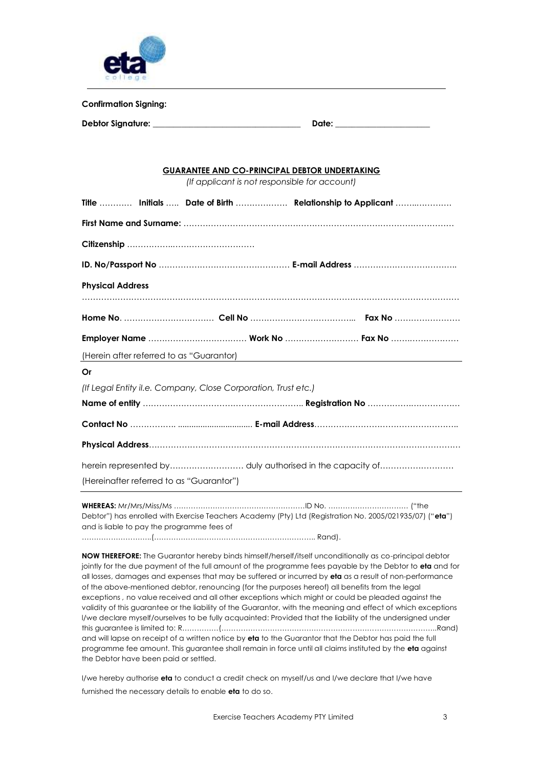**Confirmation Signing:**

**Debtor Signature:** ___________________________________ **Date:** ______________________

**GUARANTEE AND CO-PRINCIPAL DEBTOR UNDERTAKING**

*(If applicant is not responsible for account)*

**Title** ………… **Initials** ….. **Date of Birth** ………………. **Relationship to Applicant** ……..…………

**First Name and Surname:** ……………………………………………………………………………………

**Citizenship** ……………..…………………………

**ID. No/Passport No** ………………………………………… **E-mail Address** ………………………………..

**Physical Address**

……………………………………………………………………………………………………………………

**Home No**. …………………………… **Cell No** ………………………………... **Fax No** ……………………

**Employer Name** ……………………………… **Work No** ……………………… **Fax No** ……..……………

(Herein after referred to as "Guarantor)

**Or**

*(If Legal Entity il.e. Company, Close Corporation, Trust etc.)*

**Name of entity** ………………………………………………….. **Registration No** ……………..……………

**Contact No** ……………. ................................ **E-mail Address**…………………………………………….

**Physical Address**………………………………………………………………………………………………

herein represented by……………………… duly authorised in the capacity of………………………

(Hereinafter referred to as "Guarantor")

**WHEREAS:** Mr/Mrs/Miss/Ms ……………………………………………….ID No. …………………………… ("the Debtor") has enrolled with Exercise Teachers Academy (Pty) Ltd (Registration No. 2005/021935/07) ("**eta**") and is liable to pay the programme fees of ………………………..(……………….……………………………………….. Rand).

**NOW THEREFORE:** The Guarantor hereby binds himself/herself/itself unconditionally as co-principal debtor jointly for the due payment of the full amount of the programme fees payable by the Debtor to **eta** and for all losses, damages and expenses that may be suffered or incurred by **eta** as a result of non-performance of the above-mentioned debtor, renouncing (for the purposes hereof) all benefits from the legal exceptions , no value received and all other exceptions which might or could be pleaded against the validity of this guarantee or the liability of the Guarantor, with the meaning and effect of which exceptions I/we declare myself/ourselves to be fully acquainted: Provided that the liability of the undersigned under this guarantee is limited to: R……………(……………………………………………………………………………..Rand) and will lapse on receipt of a written notice by **eta** to the Guarantor that the Debtor has paid the full programme fee amount. This guarantee shall remain in force until all claims instituted by the **eta** against the Debtor have been paid or settled.

I/we hereby authorise **eta** to conduct a credit check on myself/us and I/we declare that I/we have furnished the necessary details to enable **eta** to do so.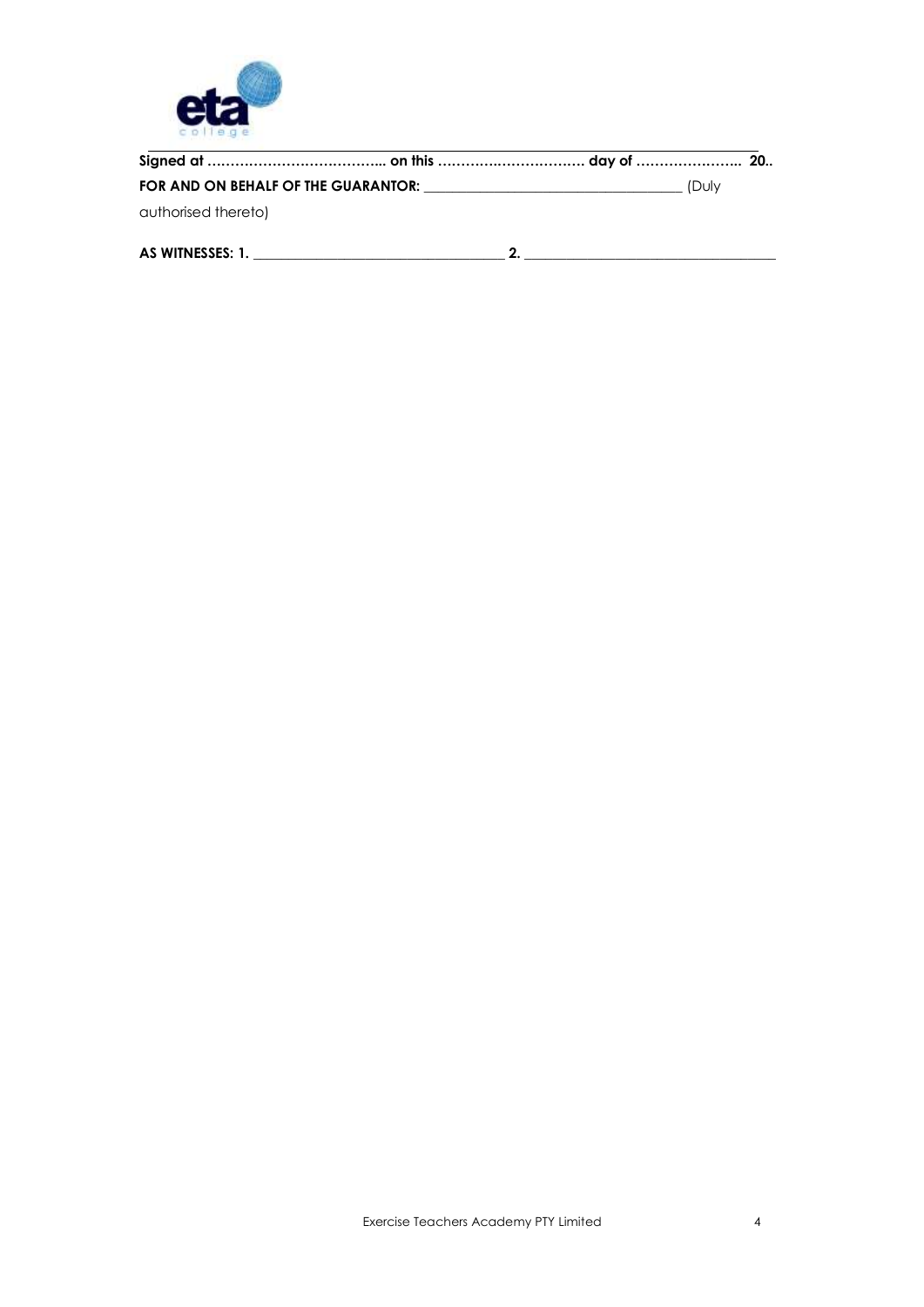**Signed at ……………………………….. on this …………….…………… day of ………………….. 20..**

**FOR AND ON BEHALF OF THE GUARANTOR:** ___________________________________ (Duly authorised thereto)

**AS WITNESSES: 1.** ___________________________________ **2.** ___________________________________